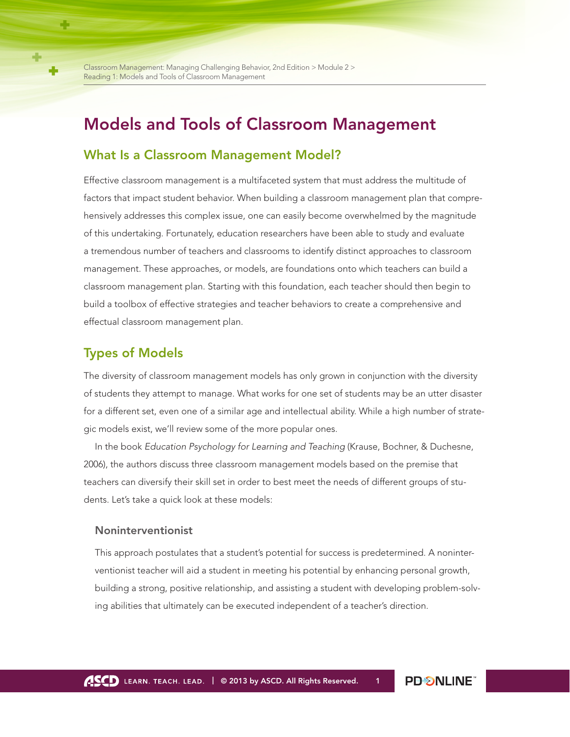# Models and Tools of Classroom Management

## What Is a Classroom Management Model?

Effective classroom management is a multifaceted system that must address the multitude of factors that impact student behavior. When building a classroom management plan that comprehensively addresses this complex issue, one can easily become overwhelmed by the magnitude of this undertaking. Fortunately, education researchers have been able to study and evaluate a tremendous number of teachers and classrooms to identify distinct approaches to classroom management. These approaches, or models, are foundations onto which teachers can build a classroom management plan. Starting with this foundation, each teacher should then begin to build a toolbox of effective strategies and teacher behaviors to create a comprehensive and effectual classroom management plan.

## Types of Models

The diversity of classroom management models has only grown in conjunction with the diversity of students they attempt to manage. What works for one set of students may be an utter disaster for a different set, even one of a similar age and intellectual ability. While a high number of strategic models exist, we'll review some of the more popular ones.

In the book *Education Psychology for Learning and Teaching* (Krause, Bochner, & Duchesne, 2006), the authors discuss three classroom management models based on the premise that teachers can diversify their skill set in order to best meet the needs of different groups of students. Let's take a quick look at these models:

### Noninterventionist

This approach postulates that a student's potential for success is predetermined. A noninterventionist teacher will aid a student in meeting his potential by enhancing personal growth, building a strong, positive relationship, and assisting a student with developing problem-solving abilities that ultimately can be executed independent of a teacher's direction.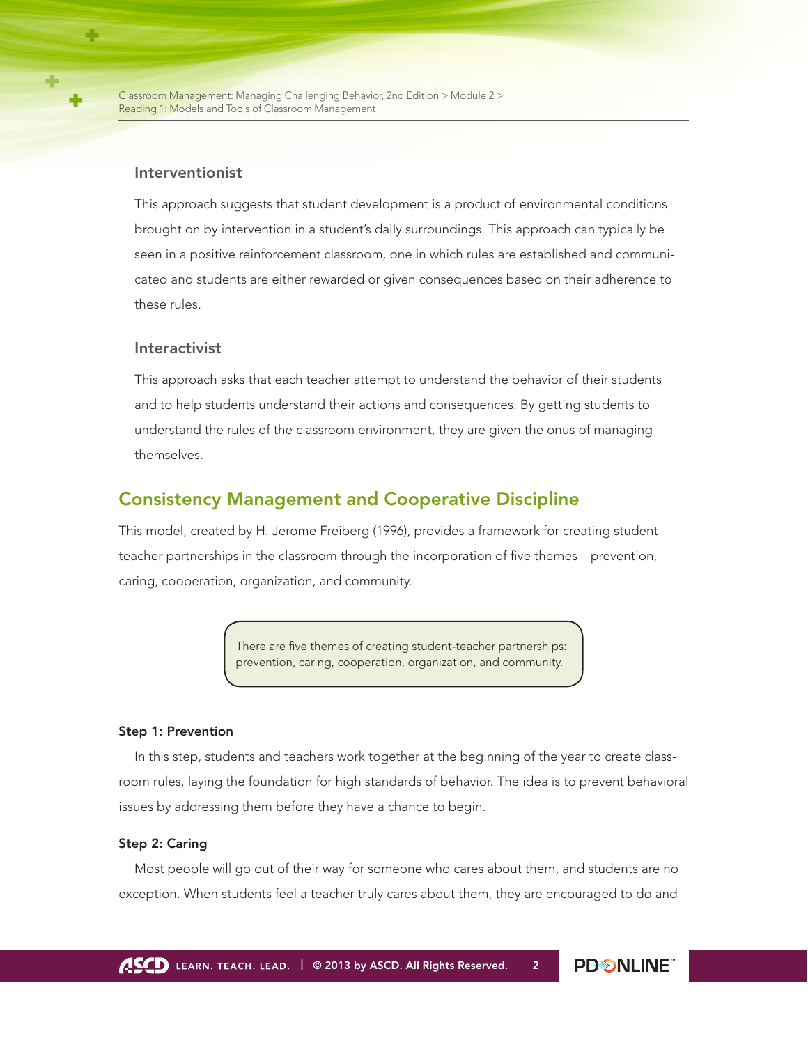### Interventionist

This approach suggests that student development is a product of environmental conditions brought on by intervention in a student's daily surroundings. This approach can typically be seen in a positive reinforcement classroom, one in which rules are established and communicated and students are either rewarded or given consequences based on their adherence to these rules.

### Interactivist

This approach asks that each teacher attempt to understand the behavior of their students and to help students understand their actions and consequences. By getting students to understand the rules of the classroom environment, they are given the onus of managing themselves.

## Consistency Management and Cooperative Discipline

This model, created by H. Jerome Freiberg (1996), provides a framework for creating student-teacher partnerships in the classroom through the incorporation of five themes—prevention, caring, cooperation, organization, and community.

> There are five themes of creating student-teacher partnerships: prevention, caring, cooperation, organization, and community.

**Step 1: Prevention**

In this step, students and teachers work together at the beginning of the year to create classroom rules, laying the foundation for high standards of behavior. The idea is to prevent behavioral issues by addressing them before they have a chance to begin.

**Step 2: Caring**

Most people will go out of their way for someone who cares about them, and students are no exception. When students feel a teacher truly cares about them, they are encouraged to do and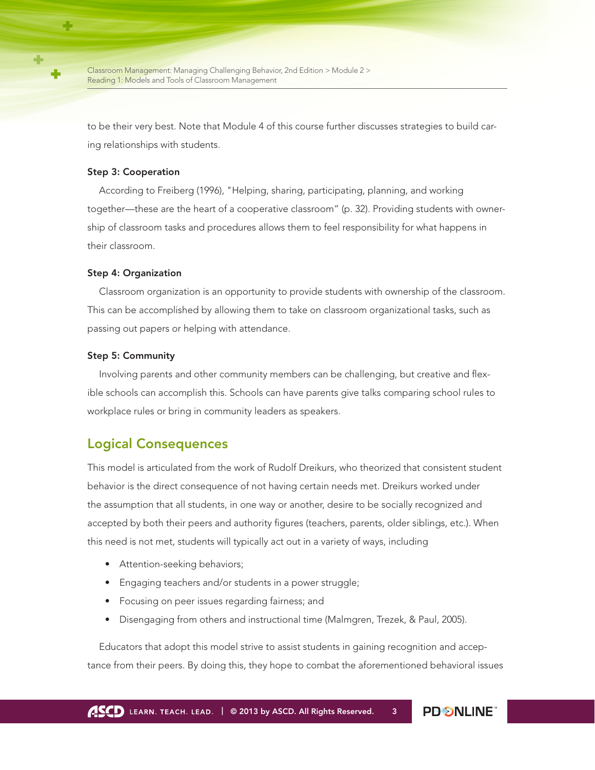to be their very best. Note that Module 4 of this course further discusses strategies to build caring relationships with students.

**Step 3: Cooperation**

According to Freiberg (1996), "Helping, sharing, participating, planning, and working together—these are the heart of a cooperative classroom" (p. 32). Providing students with ownership of classroom tasks and procedures allows them to feel responsibility for what happens in their classroom.

**Step 4: Organization**

Classroom organization is an opportunity to provide students with ownership of the classroom. This can be accomplished by allowing them to take on classroom organizational tasks, such as passing out papers or helping with attendance.

**Step 5: Community**

Involving parents and other community members can be challenging, but creative and flexible schools can accomplish this. Schools can have parents give talks comparing school rules to workplace rules or bring in community leaders as speakers.

## Logical Consequences

This model is articulated from the work of Rudolf Dreikurs, who theorized that consistent student behavior is the direct consequence of not having certain needs met. Dreikurs worked under the assumption that all students, in one way or another, desire to be socially recognized and accepted by both their peers and authority figures (teachers, parents, older siblings, etc.). When this need is not met, students will typically act out in a variety of ways, including

- Attention-seeking behaviors;
- Engaging teachers and/or students in a power struggle;
- Focusing on peer issues regarding fairness; and
- Disengaging from others and instructional time (Malmgren, Trezek, & Paul, 2005).

Educators that adopt this model strive to assist students in gaining recognition and acceptance from their peers. By doing this, they hope to combat the aforementioned behavioral issues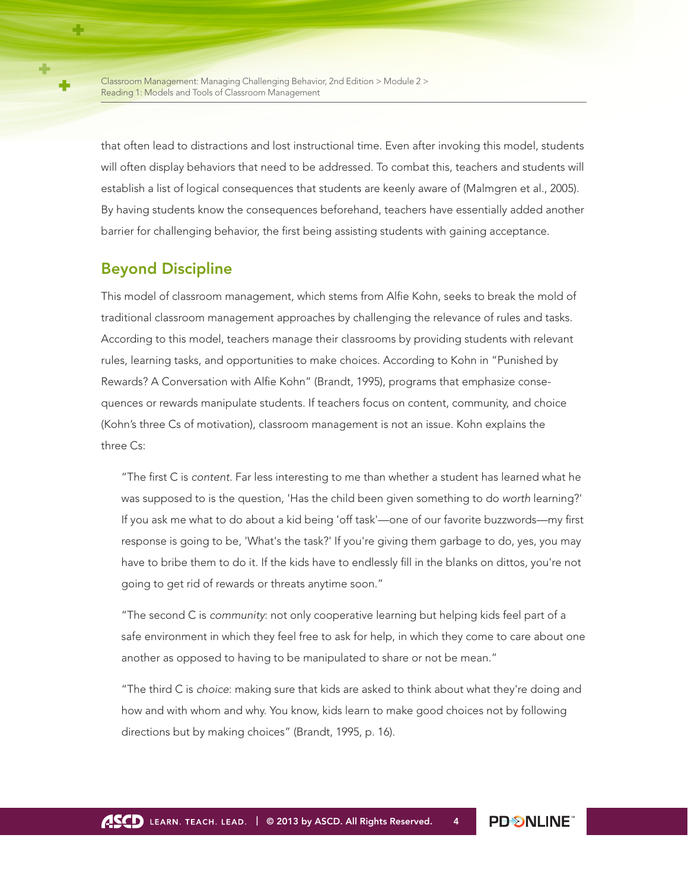that often lead to distractions and lost instructional time. Even after invoking this model, students will often display behaviors that need to be addressed. To combat this, teachers and students will establish a list of logical consequences that students are keenly aware of (Malmgren et al., 2005). By having students know the consequences beforehand, teachers have essentially added another barrier for challenging behavior, the first being assisting students with gaining acceptance.

## Beyond Discipline

This model of classroom management, which stems from Alfie Kohn, seeks to break the mold of traditional classroom management approaches by challenging the relevance of rules and tasks. According to this model, teachers manage their classrooms by providing students with relevant rules, learning tasks, and opportunities to make choices. According to Kohn in "Punished by Rewards? A Conversation with Alfie Kohn" (Brandt, 1995), programs that emphasize consequences or rewards manipulate students. If teachers focus on content, community, and choice (Kohn's three Cs of motivation), classroom management is not an issue. Kohn explains the three Cs:

> "The first C is *content*. Far less interesting to me than whether a student has learned what he was supposed to is the question, 'Has the child been given something to do *worth* learning?' If you ask me what to do about a kid being 'off task'—one of our favorite buzzwords—my first response is going to be, 'What's the task?' If you're giving them garbage to do, yes, you may have to bribe them to do it. If the kids have to endlessly fill in the blanks on dittos, you're not going to get rid of rewards or threats anytime soon."
>
> "The second C is *community*: not only cooperative learning but helping kids feel part of a safe environment in which they feel free to ask for help, in which they come to care about one another as opposed to having to be manipulated to share or not be mean."
>
> "The third C is *choice*: making sure that kids are asked to think about what they're doing and how and with whom and why. You know, kids learn to make good choices not by following directions but by making choices" (Brandt, 1995, p. 16).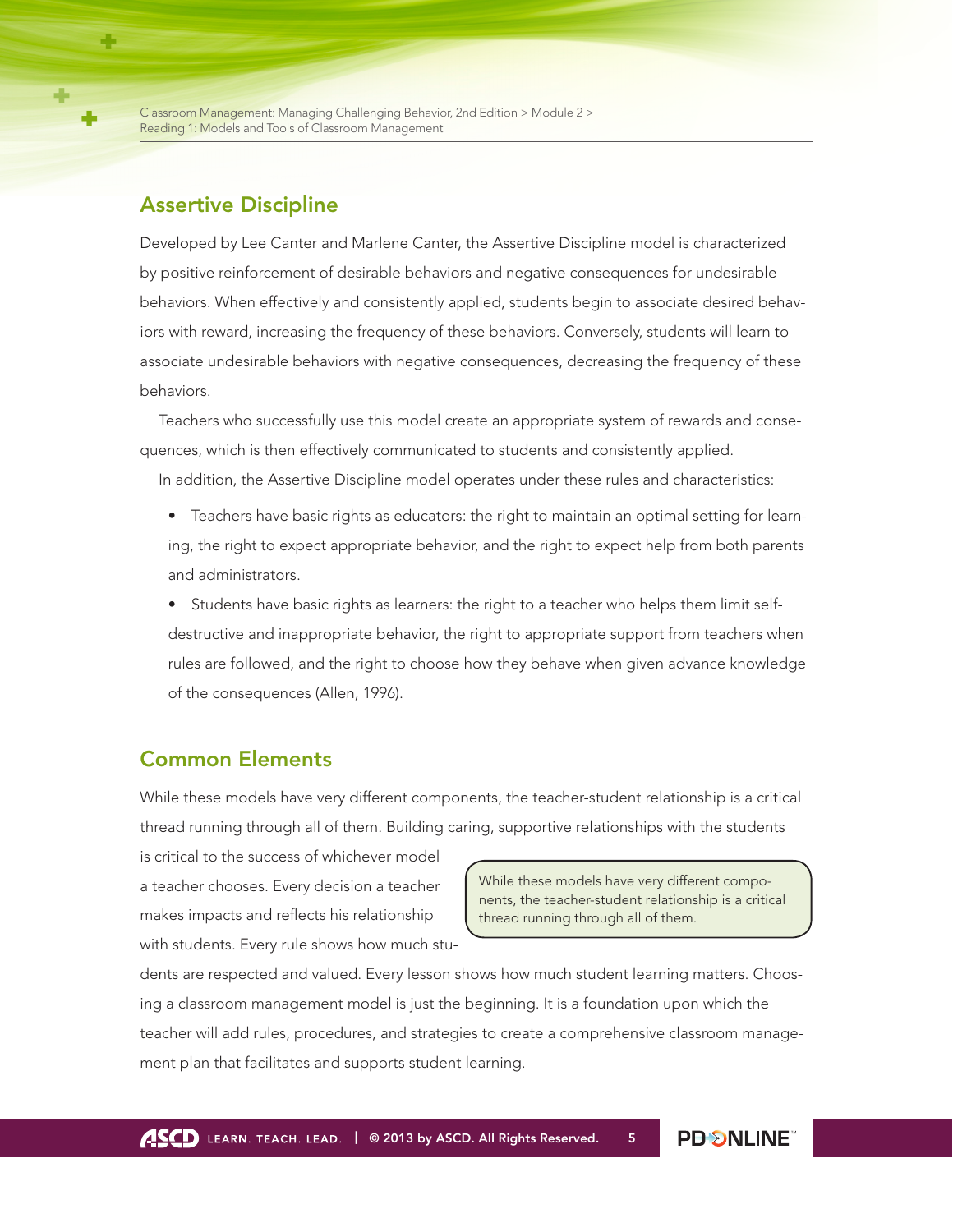## Assertive Discipline

Developed by Lee Canter and Marlene Canter, the Assertive Discipline model is characterized by positive reinforcement of desirable behaviors and negative consequences for undesirable behaviors. When effectively and consistently applied, students begin to associate desired behaviors with reward, increasing the frequency of these behaviors. Conversely, students will learn to associate undesirable behaviors with negative consequences, decreasing the frequency of these behaviors.

Teachers who successfully use this model create an appropriate system of rewards and consequences, which is then effectively communicated to students and consistently applied.

In addition, the Assertive Discipline model operates under these rules and characteristics:

- Teachers have basic rights as educators: the right to maintain an optimal setting for learning, the right to expect appropriate behavior, and the right to expect help from both parents and administrators.
- Students have basic rights as learners: the right to a teacher who helps them limit self-destructive and inappropriate behavior, the right to appropriate support from teachers when rules are followed, and the right to choose how they behave when given advance knowledge of the consequences (Allen, 1996).

## Common Elements

While these models have very different components, the teacher-student relationship is a critical thread running through all of them. Building caring, supportive relationships with the students is critical to the success of whichever model a teacher chooses. Every decision a teacher makes impacts and reflects his relationship with students. Every rule shows how much students are respected and valued. Every lesson shows how much student learning matters. Choosing a classroom management model is just the beginning. It is a foundation upon which the teacher will add rules, procedures, and strategies to create a comprehensive classroom management plan that facilitates and supports student learning.

> While these models have very different components, the teacher-student relationship is a critical thread running through all of them.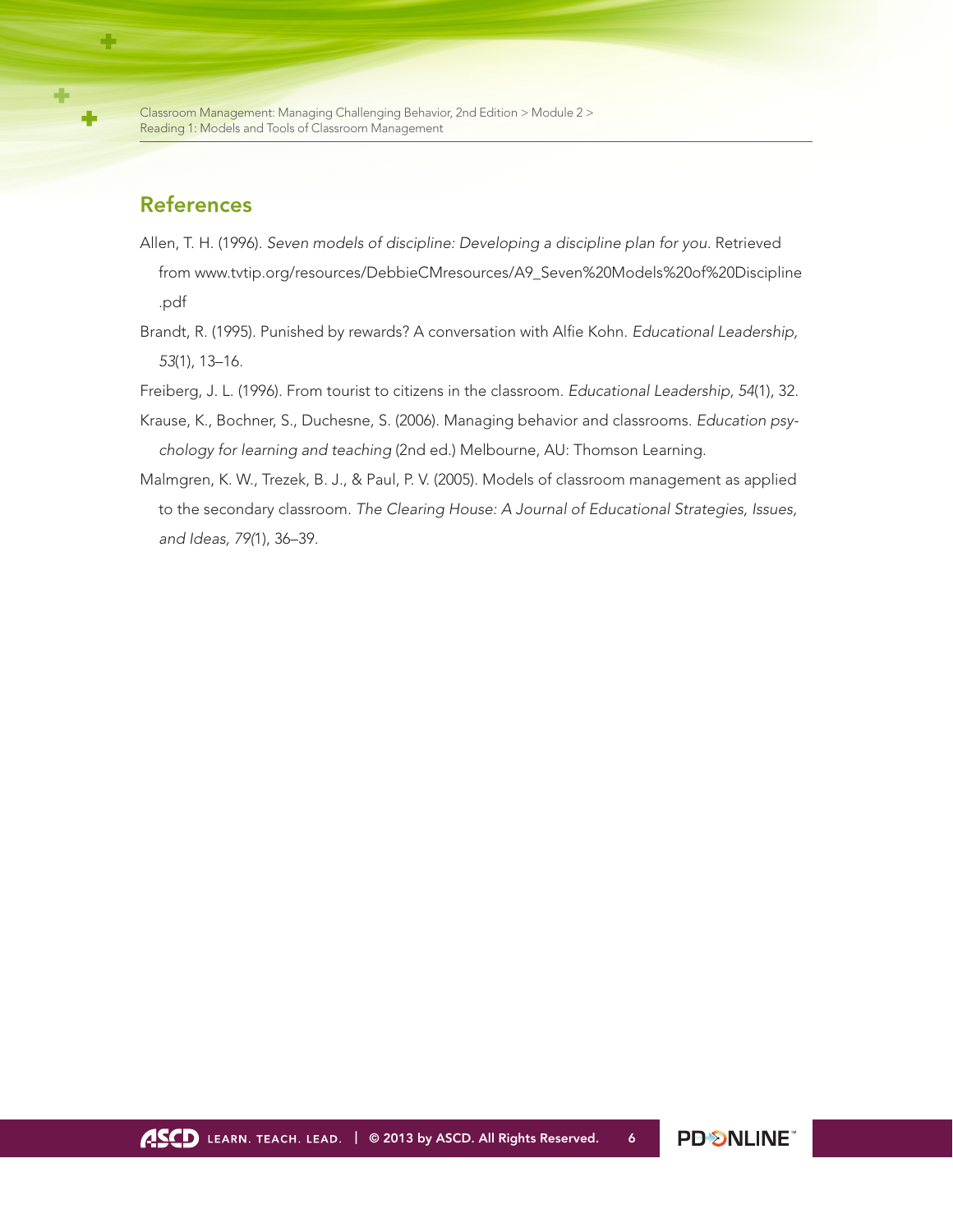## References

Allen, T. H. (1996). *Seven models of discipline: Developing a discipline plan for you.* Retrieved from www.tvtip.org/resources/DebbieCMresources/A9_Seven%20Models%20of%20Discipline.pdf

Brandt, R. (1995). Punished by rewards? A conversation with Alfie Kohn. *Educational Leadership, 53*(1), 13–16.

Freiberg, J. L. (1996). From tourist to citizens in the classroom. *Educational Leadership*, *54*(1), 32.

Krause, K., Bochner, S., Duchesne, S. (2006). Managing behavior and classrooms. *Education psychology for learning and teaching* (2nd ed.) Melbourne, AU: Thomson Learning.

Malmgren, K. W., Trezek, B. J., & Paul, P. V. (2005). Models of classroom management as applied to the secondary classroom. *The Clearing House: A Journal of Educational Strategies, Issues, and Ideas, 79*(1), 36–39.